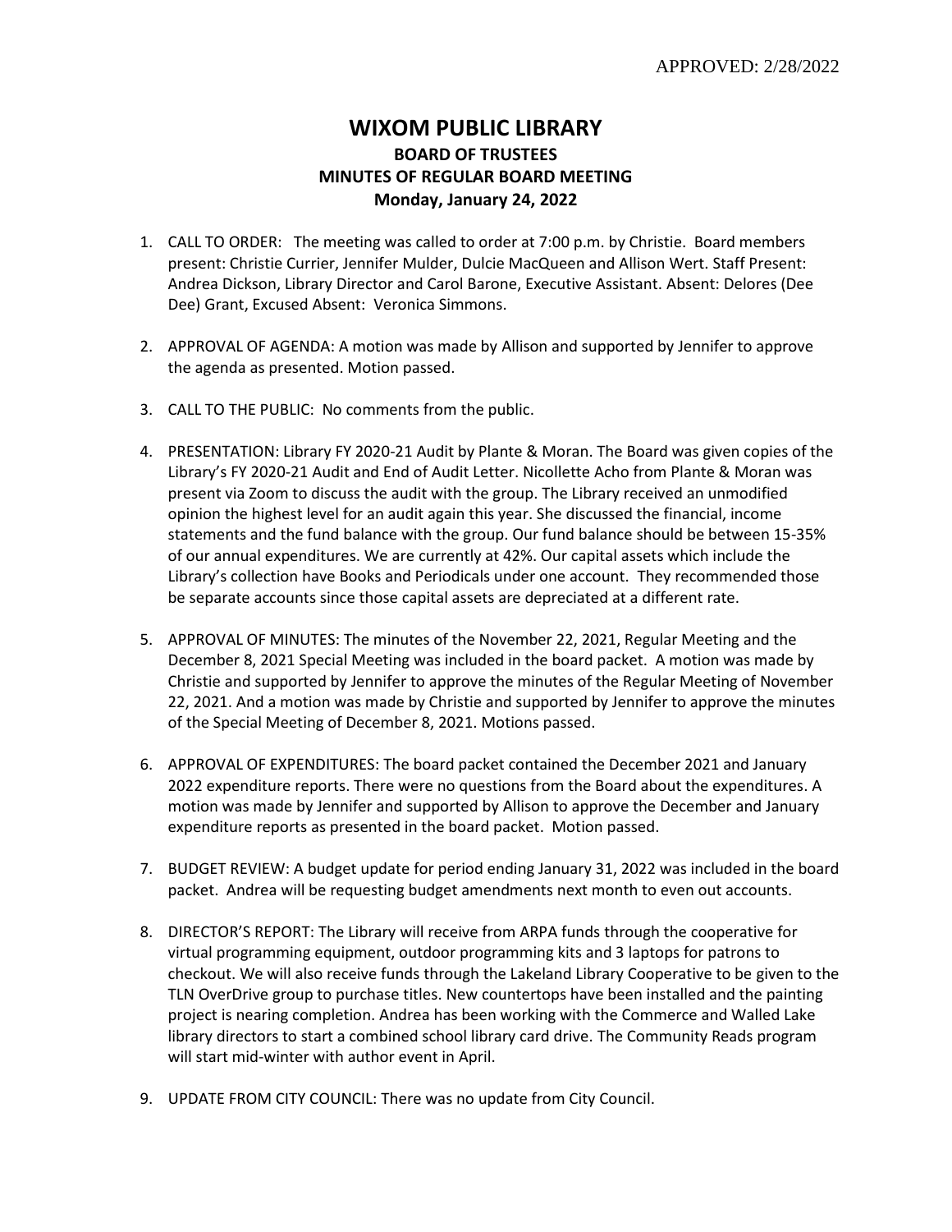APPROVED: 2/28/2022

# WIXOM PUBLIC LIBRARY

## BOARD OF TRUSTEES
## MINUTES OF REGULAR BOARD MEETING
## Monday, January 24, 2022

1. CALL TO ORDER: The meeting was called to order at 7:00 p.m. by Christie. Board members present: Christie Currier, Jennifer Mulder, Dulcie MacQueen and Allison Wert. Staff Present: Andrea Dickson, Library Director and Carol Barone, Executive Assistant. Absent: Delores (Dee Dee) Grant, Excused Absent: Veronica Simmons.

2. APPROVAL OF AGENDA: A motion was made by Allison and supported by Jennifer to approve the agenda as presented. Motion passed.

3. CALL TO THE PUBLIC: No comments from the public.

4. PRESENTATION: Library FY 2020-21 Audit by Plante & Moran. The Board was given copies of the Library's FY 2020-21 Audit and End of Audit Letter. Nicollette Acho from Plante & Moran was present via Zoom to discuss the audit with the group. The Library received an unmodified opinion the highest level for an audit again this year. She discussed the financial, income statements and the fund balance with the group. Our fund balance should be between 15-35% of our annual expenditures. We are currently at 42%. Our capital assets which include the Library's collection have Books and Periodicals under one account. They recommended those be separate accounts since those capital assets are depreciated at a different rate.

5. APPROVAL OF MINUTES: The minutes of the November 22, 2021, Regular Meeting and the December 8, 2021 Special Meeting was included in the board packet. A motion was made by Christie and supported by Jennifer to approve the minutes of the Regular Meeting of November 22, 2021. And a motion was made by Christie and supported by Jennifer to approve the minutes of the Special Meeting of December 8, 2021. Motions passed.

6. APPROVAL OF EXPENDITURES: The board packet contained the December 2021 and January 2022 expenditure reports. There were no questions from the Board about the expenditures. A motion was made by Jennifer and supported by Allison to approve the December and January expenditure reports as presented in the board packet. Motion passed.

7. BUDGET REVIEW: A budget update for period ending January 31, 2022 was included in the board packet. Andrea will be requesting budget amendments next month to even out accounts.

8. DIRECTOR'S REPORT: The Library will receive from ARPA funds through the cooperative for virtual programming equipment, outdoor programming kits and 3 laptops for patrons to checkout. We will also receive funds through the Lakeland Library Cooperative to be given to the TLN OverDrive group to purchase titles. New countertops have been installed and the painting project is nearing completion. Andrea has been working with the Commerce and Walled Lake library directors to start a combined school library card drive. The Community Reads program will start mid-winter with author event in April.

9. UPDATE FROM CITY COUNCIL: There was no update from City Council.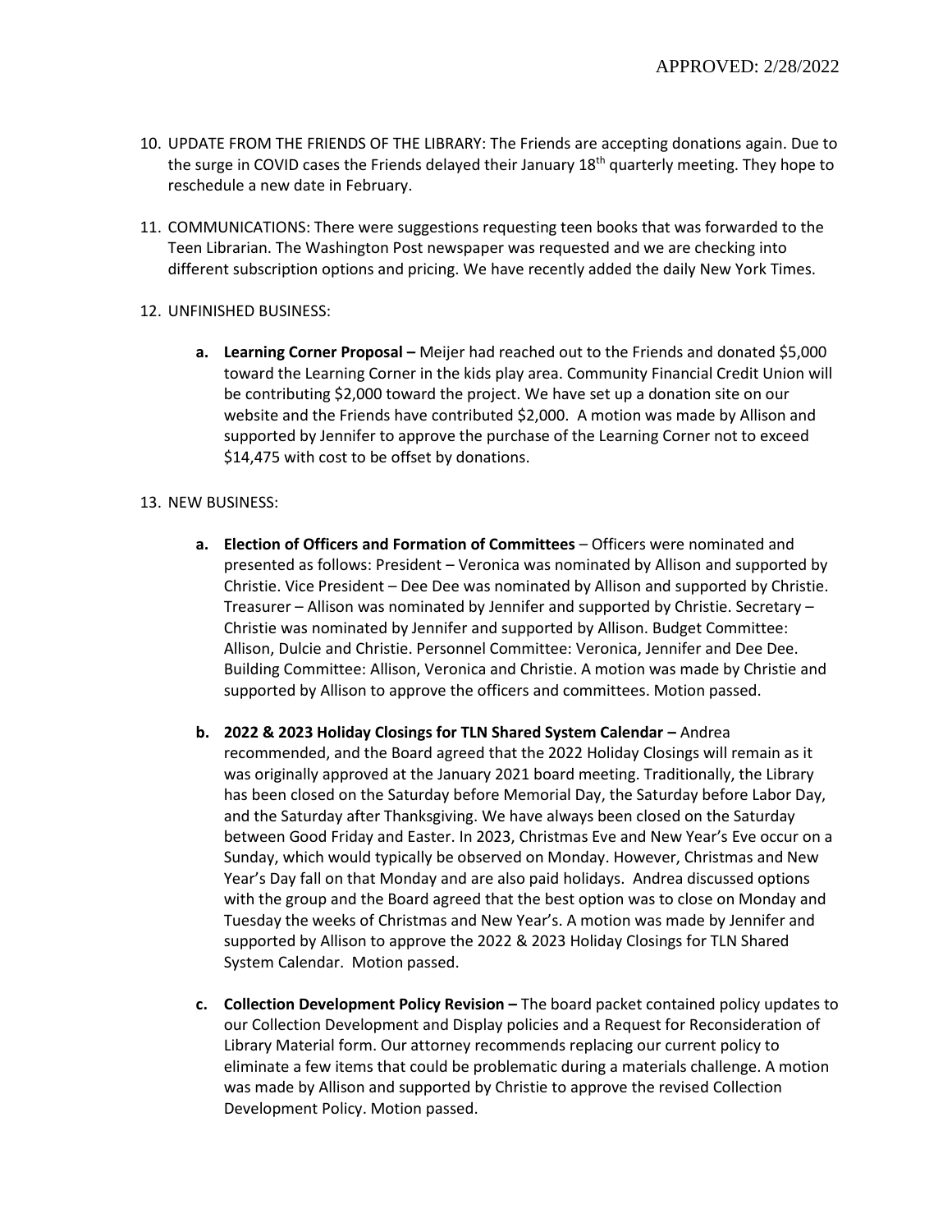APPROVED: 2/28/2022

10. UPDATE FROM THE FRIENDS OF THE LIBRARY: The Friends are accepting donations again. Due to the surge in COVID cases the Friends delayed their January 18th quarterly meeting. They hope to reschedule a new date in February.

11. COMMUNICATIONS: There were suggestions requesting teen books that was forwarded to the Teen Librarian. The Washington Post newspaper was requested and we are checking into different subscription options and pricing. We have recently added the daily New York Times.

12. UNFINISHED BUSINESS:

    a. **Learning Corner Proposal –** Meijer had reached out to the Friends and donated $5,000 toward the Learning Corner in the kids play area. Community Financial Credit Union will be contributing $2,000 toward the project. We have set up a donation site on our website and the Friends have contributed $2,000. A motion was made by Allison and supported by Jennifer to approve the purchase of the Learning Corner not to exceed $14,475 with cost to be offset by donations.

13. NEW BUSINESS:

    a. **Election of Officers and Formation of Committees** – Officers were nominated and presented as follows: President – Veronica was nominated by Allison and supported by Christie. Vice President – Dee Dee was nominated by Allison and supported by Christie. Treasurer – Allison was nominated by Jennifer and supported by Christie. Secretary – Christie was nominated by Jennifer and supported by Allison. Budget Committee: Allison, Dulcie and Christie. Personnel Committee: Veronica, Jennifer and Dee Dee. Building Committee: Allison, Veronica and Christie. A motion was made by Christie and supported by Allison to approve the officers and committees. Motion passed.

    b. **2022 & 2023 Holiday Closings for TLN Shared System Calendar –** Andrea recommended, and the Board agreed that the 2022 Holiday Closings will remain as it was originally approved at the January 2021 board meeting. Traditionally, the Library has been closed on the Saturday before Memorial Day, the Saturday before Labor Day, and the Saturday after Thanksgiving. We have always been closed on the Saturday between Good Friday and Easter. In 2023, Christmas Eve and New Year's Eve occur on a Sunday, which would typically be observed on Monday. However, Christmas and New Year's Day fall on that Monday and are also paid holidays. Andrea discussed options with the group and the Board agreed that the best option was to close on Monday and Tuesday the weeks of Christmas and New Year's. A motion was made by Jennifer and supported by Allison to approve the 2022 & 2023 Holiday Closings for TLN Shared System Calendar. Motion passed.

    c. **Collection Development Policy Revision –** The board packet contained policy updates to our Collection Development and Display policies and a Request for Reconsideration of Library Material form. Our attorney recommends replacing our current policy to eliminate a few items that could be problematic during a materials challenge. A motion was made by Allison and supported by Christie to approve the revised Collection Development Policy. Motion passed.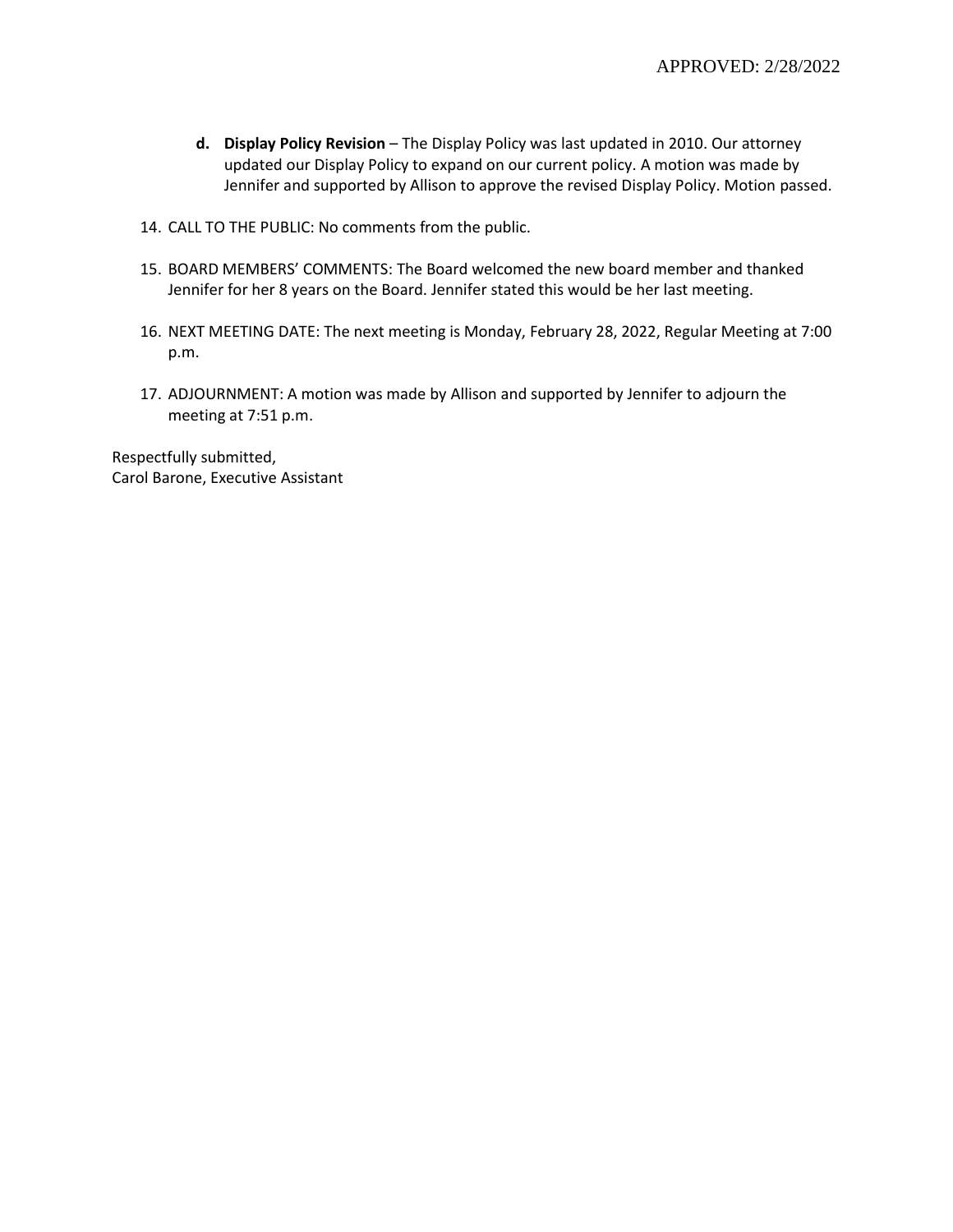APPROVED: 2/28/2022

   d. **Display Policy Revision** – The Display Policy was last updated in 2010. Our attorney updated our Display Policy to expand on our current policy. A motion was made by Jennifer and supported by Allison to approve the revised Display Policy. Motion passed.

14. CALL TO THE PUBLIC: No comments from the public.

15. BOARD MEMBERS' COMMENTS: The Board welcomed the new board member and thanked Jennifer for her 8 years on the Board. Jennifer stated this would be her last meeting.

16. NEXT MEETING DATE: The next meeting is Monday, February 28, 2022, Regular Meeting at 7:00 p.m.

17. ADJOURNMENT: A motion was made by Allison and supported by Jennifer to adjourn the meeting at 7:51 p.m.

Respectfully submitted,
Carol Barone, Executive Assistant